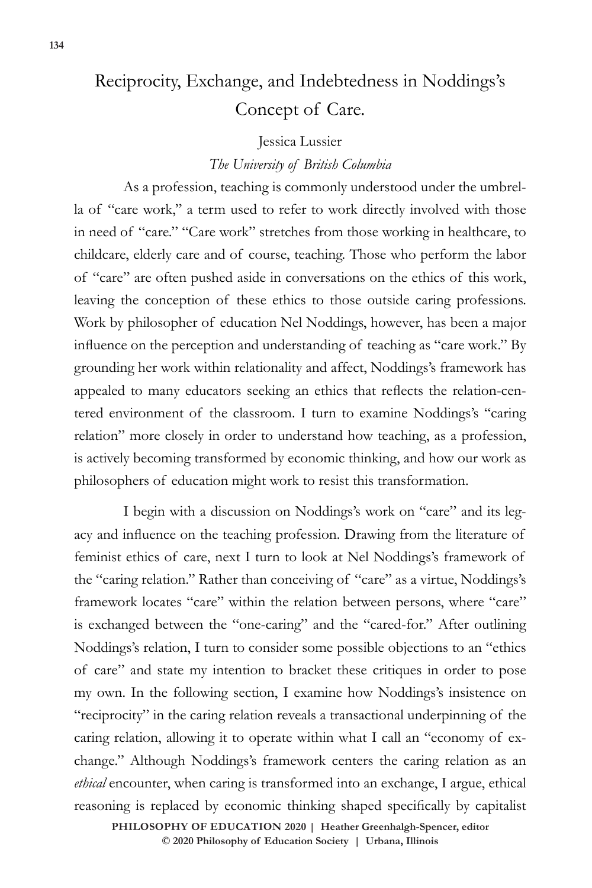# Reciprocity, Exchange, and Indebtedness in Noddings's Concept of Care.

Jessica Lussier

*The University of British Columbia*

As a profession, teaching is commonly understood under the umbrella of "care work," a term used to refer to work directly involved with those in need of "care." "Care work" stretches from those working in healthcare, to childcare, elderly care and of course, teaching. Those who perform the labor of "care" are often pushed aside in conversations on the ethics of this work, leaving the conception of these ethics to those outside caring professions. Work by philosopher of education Nel Noddings, however, has been a major influence on the perception and understanding of teaching as "care work." By grounding her work within relationality and affect, Noddings's framework has appealed to many educators seeking an ethics that reflects the relation-centered environment of the classroom. I turn to examine Noddings's "caring relation" more closely in order to understand how teaching, as a profession, is actively becoming transformed by economic thinking, and how our work as philosophers of education might work to resist this transformation.

I begin with a discussion on Noddings's work on "care" and its legacy and influence on the teaching profession. Drawing from the literature of feminist ethics of care, next I turn to look at Nel Noddings's framework of the "caring relation." Rather than conceiving of "care" as a virtue, Noddings's framework locates "care" within the relation between persons, where "care" is exchanged between the "one-caring" and the "cared-for." After outlining Noddings's relation, I turn to consider some possible objections to an "ethics of care" and state my intention to bracket these critiques in order to pose my own. In the following section, I examine how Noddings's insistence on "reciprocity" in the caring relation reveals a transactional underpinning of the caring relation, allowing it to operate within what I call an "economy of exchange." Although Noddings's framework centers the caring relation as an *ethical* encounter, when caring is transformed into an exchange, I argue, ethical reasoning is replaced by economic thinking shaped specifically by capitalist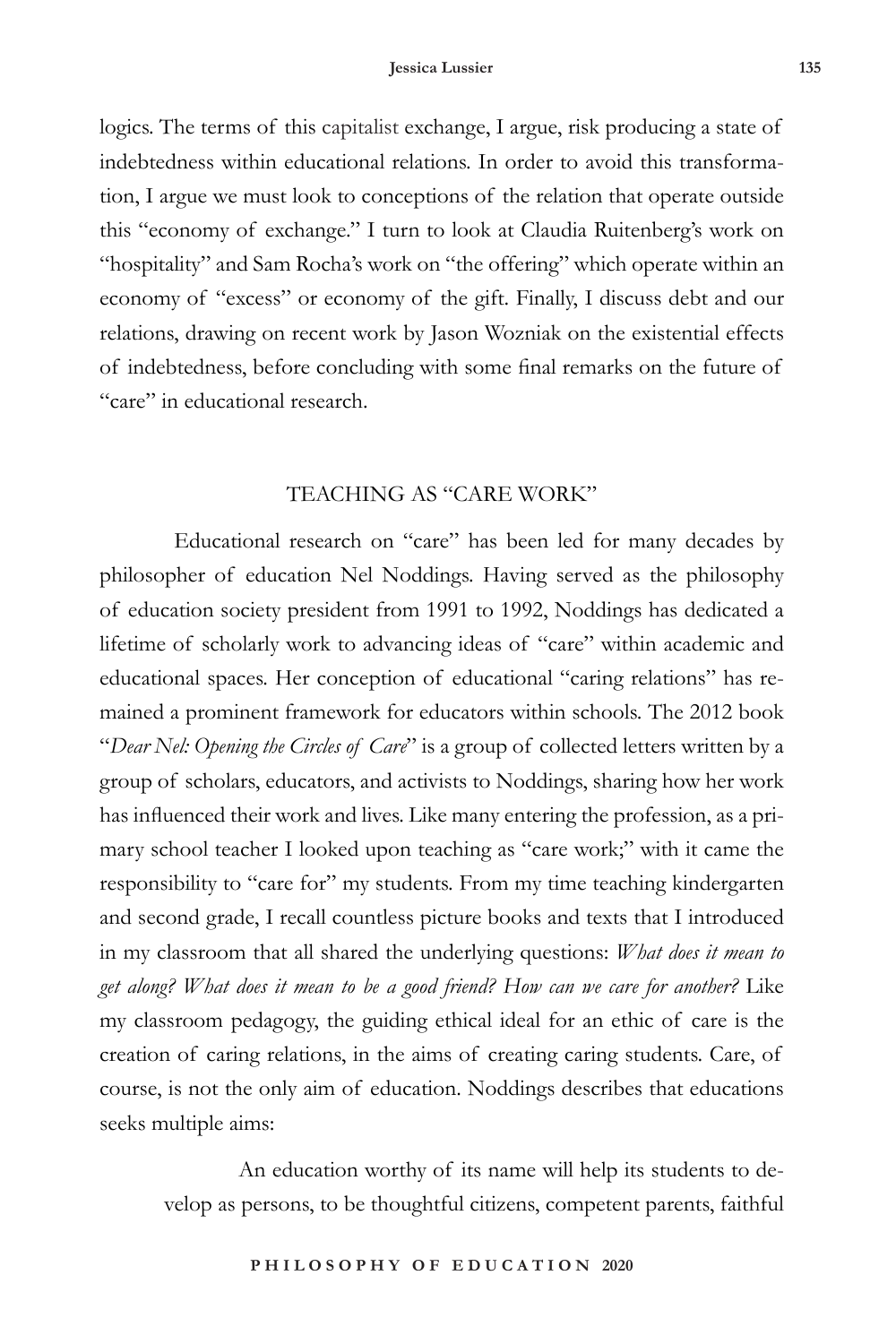logics. The terms of this capitalist exchange, I argue, risk producing a state of indebtedness within educational relations. In order to avoid this transformation, I argue we must look to conceptions of the relation that operate outside this "economy of exchange." I turn to look at Claudia Ruitenberg's work on "hospitality" and Sam Rocha's work on "the offering" which operate within an economy of "excess" or economy of the gift. Finally, I discuss debt and our relations, drawing on recent work by Jason Wozniak on the existential effects of indebtedness, before concluding with some final remarks on the future of "care" in educational research.

## TEACHING AS "CARE WORK"

Educational research on "care" has been led for many decades by philosopher of education Nel Noddings. Having served as the philosophy of education society president from 1991 to 1992, Noddings has dedicated a lifetime of scholarly work to advancing ideas of "care" within academic and educational spaces. Her conception of educational "caring relations" has remained a prominent framework for educators within schools. The 2012 book "*Dear Nel: Opening the Circles of Care*" is a group of collected letters written by a group of scholars, educators, and activists to Noddings, sharing how her work has influenced their work and lives. Like many entering the profession, as a primary school teacher I looked upon teaching as "care work;" with it came the responsibility to "care for" my students. From my time teaching kindergarten and second grade, I recall countless picture books and texts that I introduced in my classroom that all shared the underlying questions: *What does it mean to get along? What does it mean to be a good friend? How can we care for another?* Like my classroom pedagogy, the guiding ethical ideal for an ethic of care is the creation of caring relations, in the aims of creating caring students. Care, of course, is not the only aim of education. Noddings describes that educations seeks multiple aims:

> An education worthy of its name will help its students to develop as persons, to be thoughtful citizens, competent parents, faithful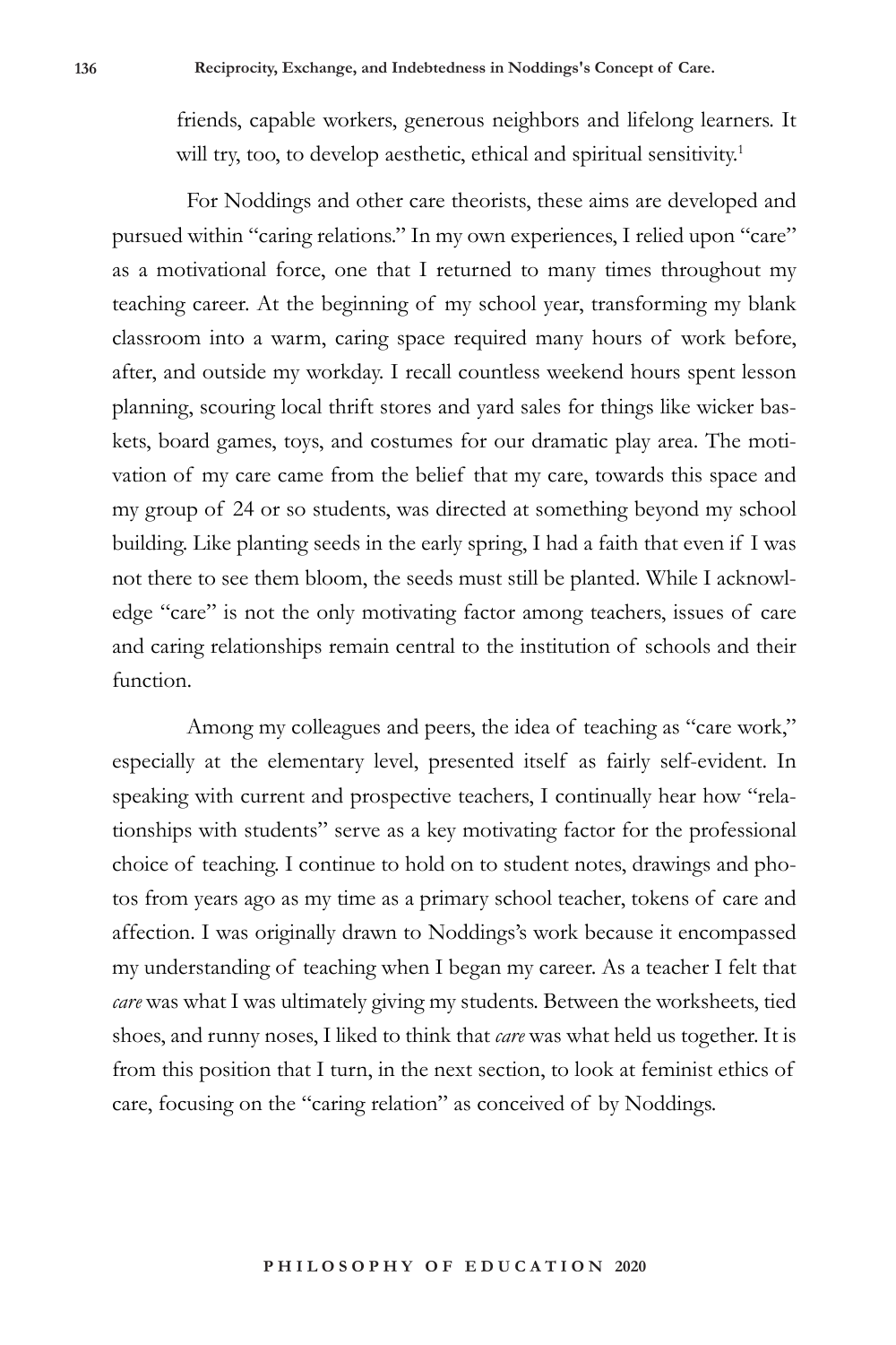friends, capable workers, generous neighbors and lifelong learners. It will try, too, to develop aesthetic, ethical and spiritual sensitivity.[1]

For Noddings and other care theorists, these aims are developed and pursued within "caring relations." In my own experiences, I relied upon "care" as a motivational force, one that I returned to many times throughout my teaching career. At the beginning of my school year, transforming my blank classroom into a warm, caring space required many hours of work before, after, and outside my workday. I recall countless weekend hours spent lesson planning, scouring local thrift stores and yard sales for things like wicker baskets, board games, toys, and costumes for our dramatic play area. The motivation of my care came from the belief that my care, towards this space and my group of 24 or so students, was directed at something beyond my school building. Like planting seeds in the early spring, I had a faith that even if I was not there to see them bloom, the seeds must still be planted. While I acknowledge "care" is not the only motivating factor among teachers, issues of care and caring relationships remain central to the institution of schools and their function.

Among my colleagues and peers, the idea of teaching as "care work," especially at the elementary level, presented itself as fairly self-evident. In speaking with current and prospective teachers, I continually hear how "relationships with students" serve as a key motivating factor for the professional choice of teaching. I continue to hold on to student notes, drawings and photos from years ago as my time as a primary school teacher, tokens of care and affection. I was originally drawn to Noddings's work because it encompassed my understanding of teaching when I began my career. As a teacher I felt that *care* was what I was ultimately giving my students. Between the worksheets, tied shoes, and runny noses, I liked to think that *care* was what held us together. It is from this position that I turn, in the next section, to look at feminist ethics of care, focusing on the "caring relation" as conceived of by Noddings.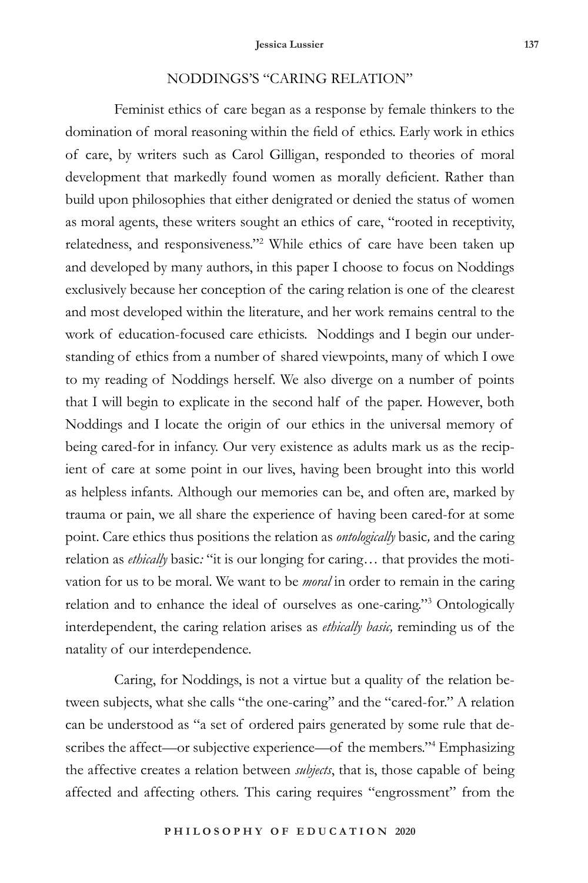## NODDINGS'S "CARING RELATION"

Feminist ethics of care began as a response by female thinkers to the domination of moral reasoning within the field of ethics. Early work in ethics of care, by writers such as Carol Gilligan, responded to theories of moral development that markedly found women as morally deficient. Rather than build upon philosophies that either denigrated or denied the status of women as moral agents, these writers sought an ethics of care, "rooted in receptivity, relatedness, and responsiveness."[2] While ethics of care have been taken up and developed by many authors, in this paper I choose to focus on Noddings exclusively because her conception of the caring relation is one of the clearest and most developed within the literature, and her work remains central to the work of education-focused care ethicists. Noddings and I begin our understanding of ethics from a number of shared viewpoints, many of which I owe to my reading of Noddings herself. We also diverge on a number of points that I will begin to explicate in the second half of the paper. However, both Noddings and I locate the origin of our ethics in the universal memory of being cared-for in infancy. Our very existence as adults mark us as the recipient of care at some point in our lives, having been brought into this world as helpless infants. Although our memories can be, and often are, marked by trauma or pain, we all share the experience of having been cared-for at some point. Care ethics thus positions the relation as *ontologically* basic*,* and the caring relation as *ethically* basic*:* "it is our longing for caring… that provides the motivation for us to be moral. We want to be *moral* in order to remain in the caring relation and to enhance the ideal of ourselves as one-caring."[3] Ontologically interdependent, the caring relation arises as *ethically basic,* reminding us of the natality of our interdependence.

Caring, for Noddings, is not a virtue but a quality of the relation between subjects, what she calls "the one-caring" and the "cared-for." A relation can be understood as "a set of ordered pairs generated by some rule that describes the affect—or subjective experience—of the members."[4] Emphasizing the affective creates a relation between *subjects*, that is, those capable of being affected and affecting others. This caring requires "engrossment" from the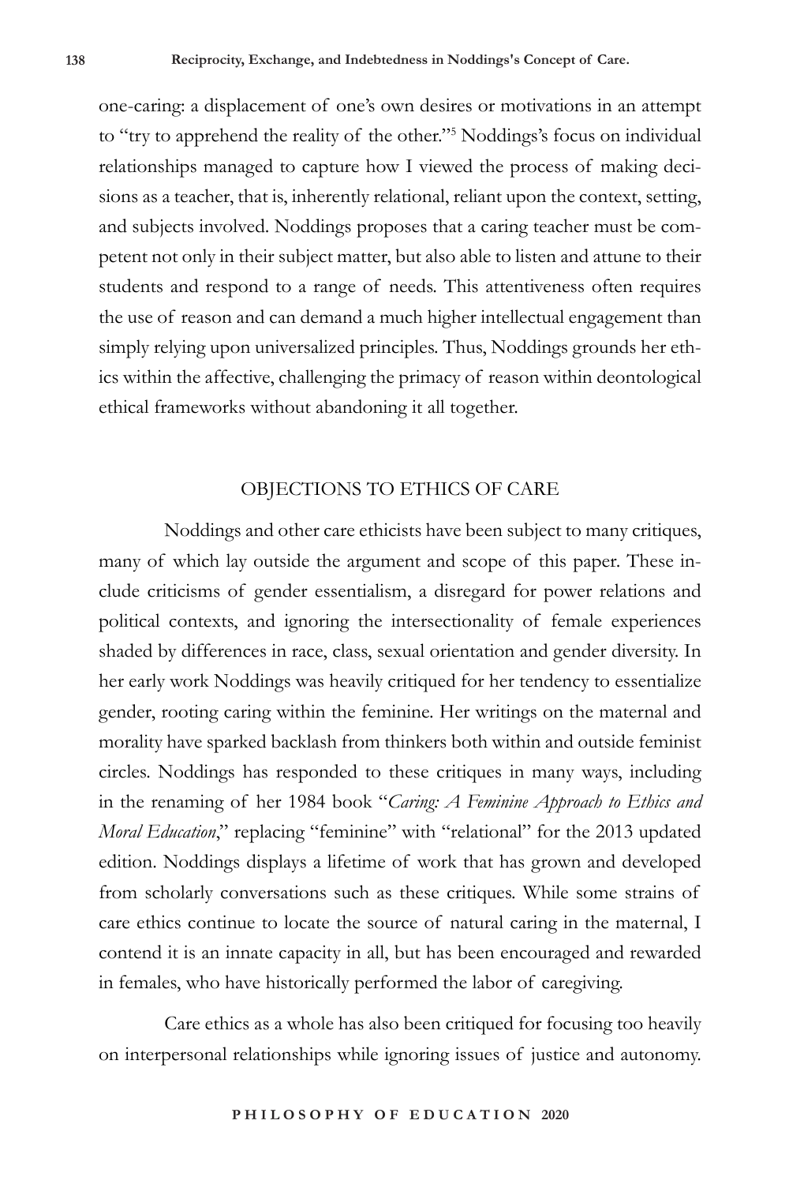one-caring: a displacement of one's own desires or motivations in an attempt to "try to apprehend the reality of the other."[5] Noddings's focus on individual relationships managed to capture how I viewed the process of making decisions as a teacher, that is, inherently relational, reliant upon the context, setting, and subjects involved. Noddings proposes that a caring teacher must be competent not only in their subject matter, but also able to listen and attune to their students and respond to a range of needs. This attentiveness often requires the use of reason and can demand a much higher intellectual engagement than simply relying upon universalized principles. Thus, Noddings grounds her ethics within the affective, challenging the primacy of reason within deontological ethical frameworks without abandoning it all together.

## OBJECTIONS TO ETHICS OF CARE

Noddings and other care ethicists have been subject to many critiques, many of which lay outside the argument and scope of this paper. These include criticisms of gender essentialism, a disregard for power relations and political contexts, and ignoring the intersectionality of female experiences shaded by differences in race, class, sexual orientation and gender diversity. In her early work Noddings was heavily critiqued for her tendency to essentialize gender, rooting caring within the feminine. Her writings on the maternal and morality have sparked backlash from thinkers both within and outside feminist circles. Noddings has responded to these critiques in many ways, including in the renaming of her 1984 book "*Caring: A Feminine Approach to Ethics and Moral Education*," replacing "feminine" with "relational" for the 2013 updated edition. Noddings displays a lifetime of work that has grown and developed from scholarly conversations such as these critiques. While some strains of care ethics continue to locate the source of natural caring in the maternal, I contend it is an innate capacity in all, but has been encouraged and rewarded in females, who have historically performed the labor of caregiving.

Care ethics as a whole has also been critiqued for focusing too heavily on interpersonal relationships while ignoring issues of justice and autonomy.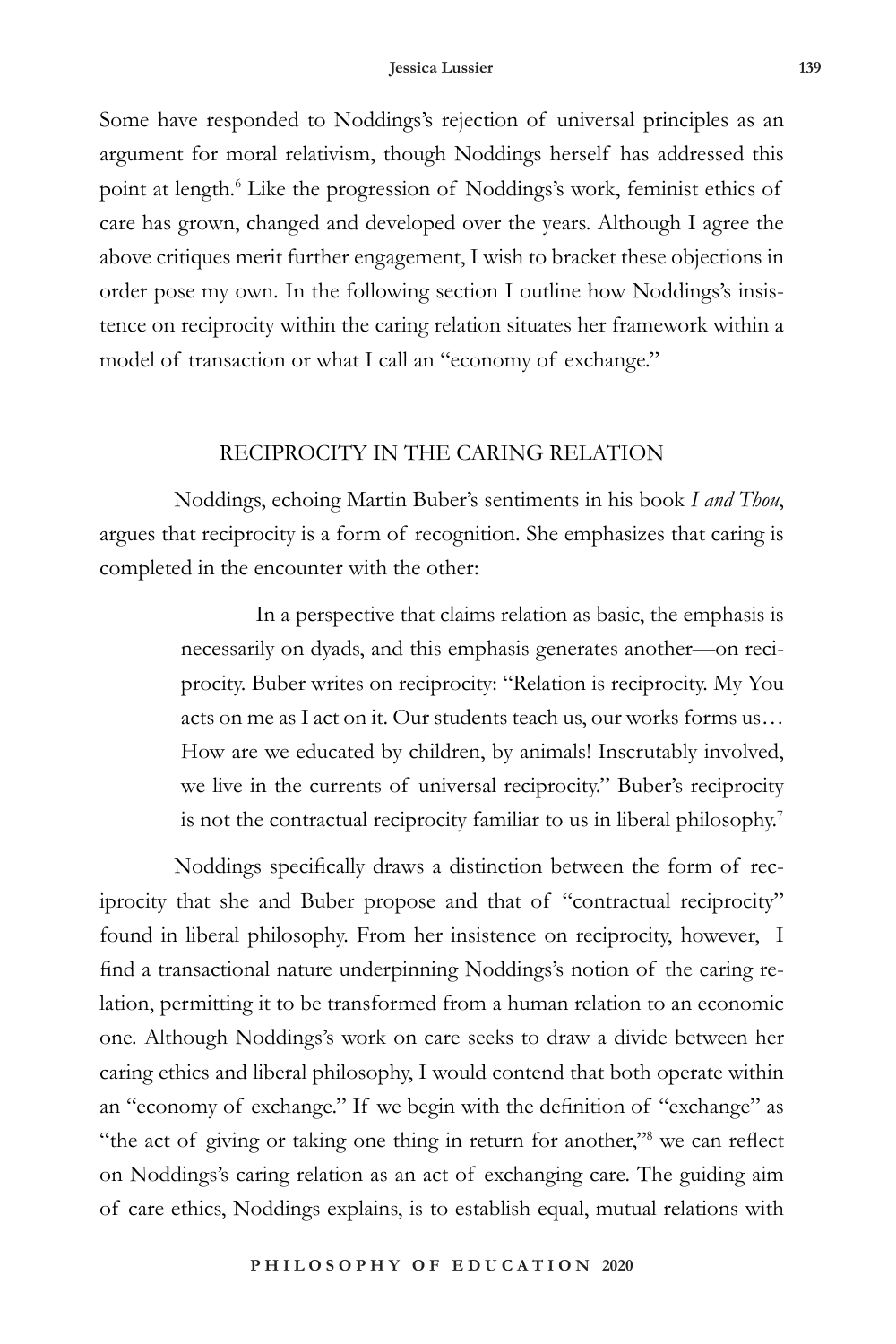Some have responded to Noddings's rejection of universal principles as an argument for moral relativism, though Noddings herself has addressed this point at length.[6] Like the progression of Noddings's work, feminist ethics of care has grown, changed and developed over the years. Although I agree the above critiques merit further engagement, I wish to bracket these objections in order pose my own. In the following section I outline how Noddings's insistence on reciprocity within the caring relation situates her framework within a model of transaction or what I call an "economy of exchange."

## RECIPROCITY IN THE CARING RELATION

Noddings, echoing Martin Buber's sentiments in his book *I and Thou*, argues that reciprocity is a form of recognition. She emphasizes that caring is completed in the encounter with the other:

> In a perspective that claims relation as basic, the emphasis is necessarily on dyads, and this emphasis generates another—on reciprocity. Buber writes on reciprocity: "Relation is reciprocity. My You acts on me as I act on it. Our students teach us, our works forms us… How are we educated by children, by animals! Inscrutably involved, we live in the currents of universal reciprocity." Buber's reciprocity is not the contractual reciprocity familiar to us in liberal philosophy.[7]

Noddings specifically draws a distinction between the form of reciprocity that she and Buber propose and that of "contractual reciprocity" found in liberal philosophy. From her insistence on reciprocity, however, I find a transactional nature underpinning Noddings's notion of the caring relation, permitting it to be transformed from a human relation to an economic one. Although Noddings's work on care seeks to draw a divide between her caring ethics and liberal philosophy, I would contend that both operate within an "economy of exchange." If we begin with the definition of "exchange" as "the act of giving or taking one thing in return for another,"[8] we can reflect on Noddings's caring relation as an act of exchanging care. The guiding aim of care ethics, Noddings explains, is to establish equal, mutual relations with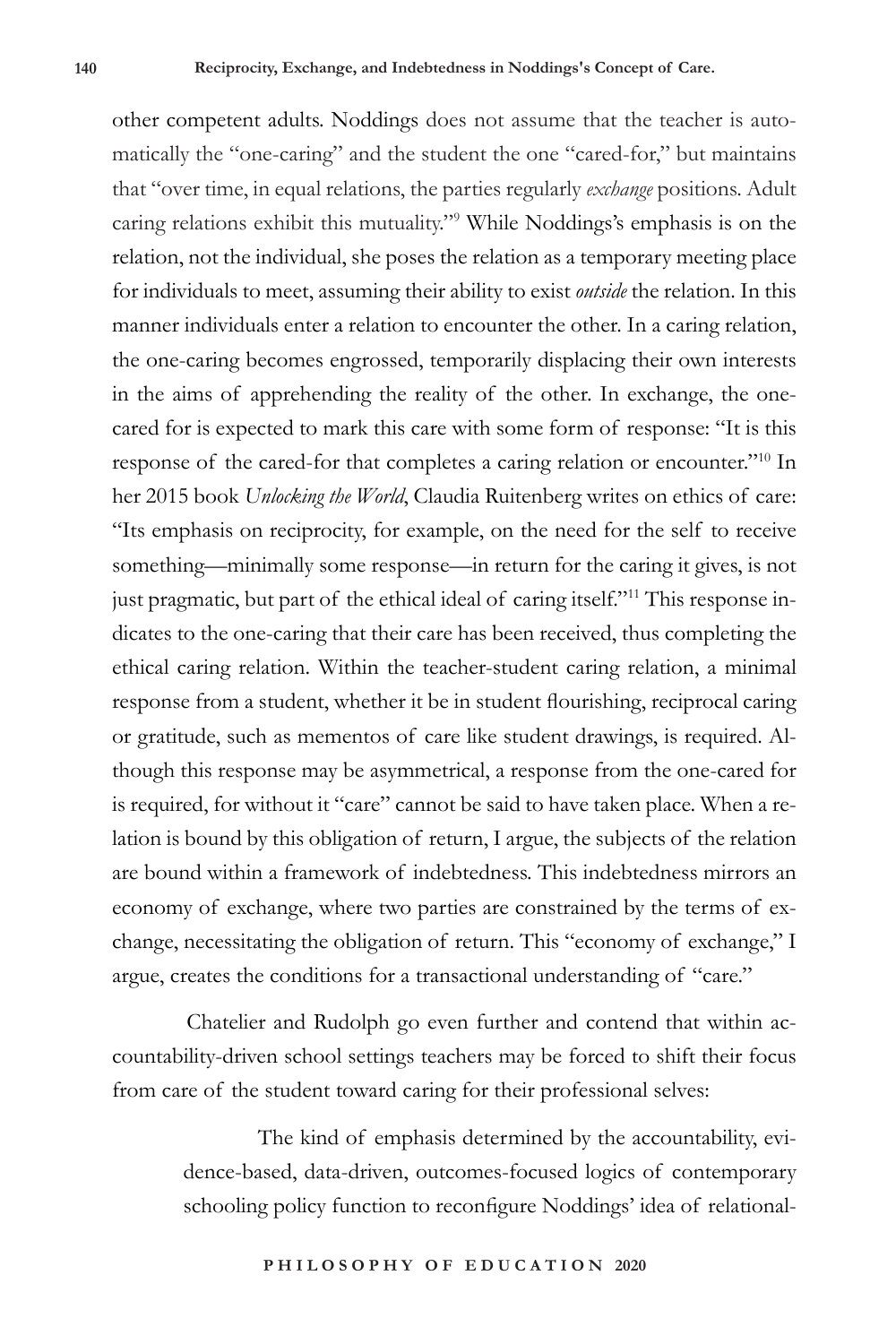other competent adults. Noddings does not assume that the teacher is automatically the "one-caring" and the student the one "cared-for," but maintains that "over time, in equal relations, the parties regularly *exchange* positions. Adult caring relations exhibit this mutuality."[9] While Noddings's emphasis is on the relation, not the individual, she poses the relation as a temporary meeting place for individuals to meet, assuming their ability to exist *outside* the relation. In this manner individuals enter a relation to encounter the other. In a caring relation, the one-caring becomes engrossed, temporarily displacing their own interests in the aims of apprehending the reality of the other. In exchange, the one-cared for is expected to mark this care with some form of response: "It is this response of the cared-for that completes a caring relation or encounter."[10] In her 2015 book *Unlocking the World*, Claudia Ruitenberg writes on ethics of care: "Its emphasis on reciprocity, for example, on the need for the self to receive something—minimally some response—in return for the caring it gives, is not just pragmatic, but part of the ethical ideal of caring itself."[11] This response indicates to the one-caring that their care has been received, thus completing the ethical caring relation. Within the teacher-student caring relation, a minimal response from a student, whether it be in student flourishing, reciprocal caring or gratitude, such as mementos of care like student drawings, is required. Although this response may be asymmetrical, a response from the one-cared for is required, for without it "care" cannot be said to have taken place. When a relation is bound by this obligation of return, I argue, the subjects of the relation are bound within a framework of indebtedness. This indebtedness mirrors an economy of exchange, where two parties are constrained by the terms of exchange, necessitating the obligation of return. This "economy of exchange," I argue, creates the conditions for a transactional understanding of "care."

Chatelier and Rudolph go even further and contend that within accountability-driven school settings teachers may be forced to shift their focus from care of the student toward caring for their professional selves:

> The kind of emphasis determined by the accountability, evidence-based, data-driven, outcomes-focused logics of contemporary schooling policy function to reconfigure Noddings' idea of relational-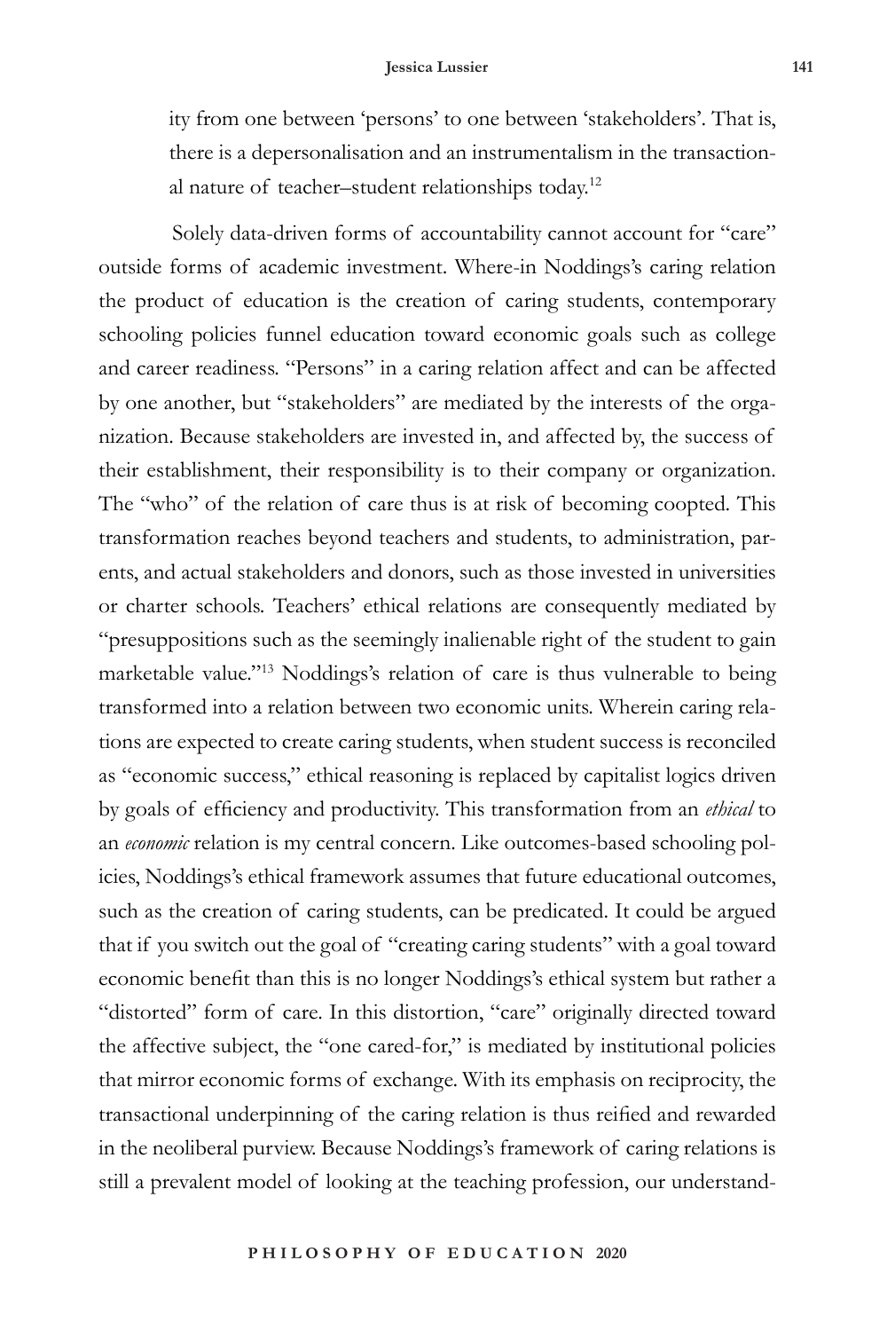ity from one between 'persons' to one between 'stakeholders'. That is, there is a depersonalisation and an instrumentalism in the transactional nature of teacher–student relationships today.[12]

Solely data-driven forms of accountability cannot account for "care" outside forms of academic investment. Where-in Noddings's caring relation the product of education is the creation of caring students, contemporary schooling policies funnel education toward economic goals such as college and career readiness. "Persons" in a caring relation affect and can be affected by one another, but "stakeholders" are mediated by the interests of the organization. Because stakeholders are invested in, and affected by, the success of their establishment, their responsibility is to their company or organization. The "who" of the relation of care thus is at risk of becoming coopted. This transformation reaches beyond teachers and students, to administration, parents, and actual stakeholders and donors, such as those invested in universities or charter schools. Teachers' ethical relations are consequently mediated by "presuppositions such as the seemingly inalienable right of the student to gain marketable value."[13] Noddings's relation of care is thus vulnerable to being transformed into a relation between two economic units. Wherein caring relations are expected to create caring students, when student success is reconciled as "economic success," ethical reasoning is replaced by capitalist logics driven by goals of efficiency and productivity. This transformation from an *ethical* to an *economic* relation is my central concern. Like outcomes-based schooling policies, Noddings's ethical framework assumes that future educational outcomes, such as the creation of caring students, can be predicated. It could be argued that if you switch out the goal of "creating caring students" with a goal toward economic benefit than this is no longer Noddings's ethical system but rather a "distorted" form of care. In this distortion, "care" originally directed toward the affective subject, the "one cared-for," is mediated by institutional policies that mirror economic forms of exchange. With its emphasis on reciprocity, the transactional underpinning of the caring relation is thus reified and rewarded in the neoliberal purview. Because Noddings's framework of caring relations is still a prevalent model of looking at the teaching profession, our understand-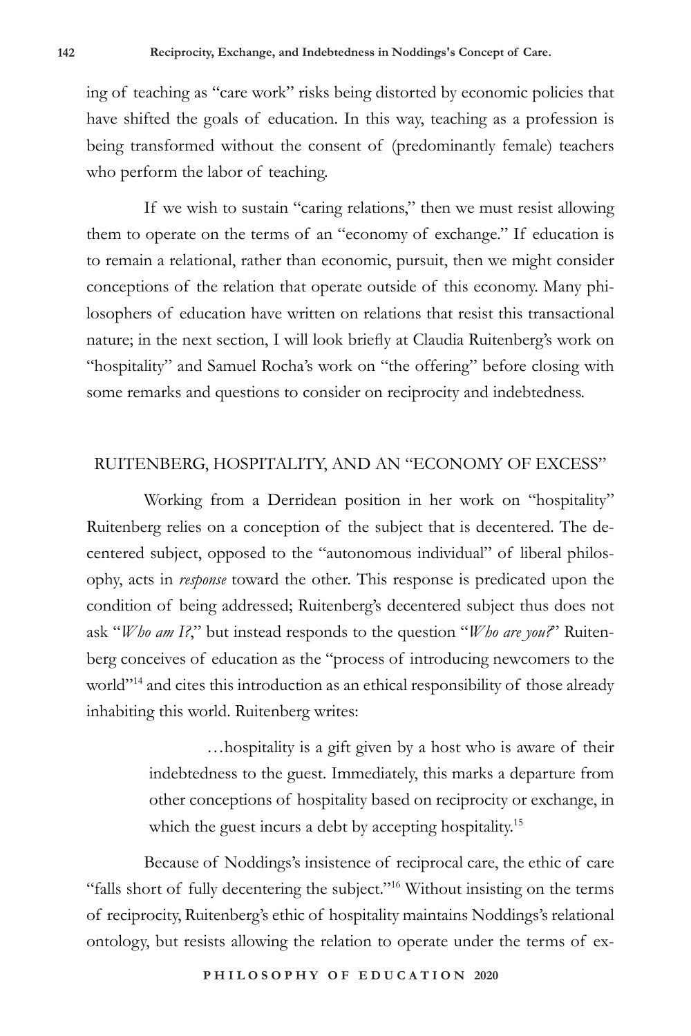ing of teaching as "care work" risks being distorted by economic policies that have shifted the goals of education. In this way, teaching as a profession is being transformed without the consent of (predominantly female) teachers who perform the labor of teaching.

If we wish to sustain "caring relations," then we must resist allowing them to operate on the terms of an "economy of exchange." If education is to remain a relational, rather than economic, pursuit, then we might consider conceptions of the relation that operate outside of this economy. Many philosophers of education have written on relations that resist this transactional nature; in the next section, I will look briefly at Claudia Ruitenberg's work on "hospitality" and Samuel Rocha's work on "the offering" before closing with some remarks and questions to consider on reciprocity and indebtedness.

## RUITENBERG, HOSPITALITY, AND AN "ECONOMY OF EXCESS"

Working from a Derridean position in her work on "hospitality" Ruitenberg relies on a conception of the subject that is decentered. The decentered subject, opposed to the "autonomous individual" of liberal philosophy, acts in *response* toward the other. This response is predicated upon the condition of being addressed; Ruitenberg's decentered subject thus does not ask "*Who am I?*," but instead responds to the question "*Who are you?*" Ruitenberg conceives of education as the "process of introducing newcomers to the world"[14] and cites this introduction as an ethical responsibility of those already inhabiting this world. Ruitenberg writes:

> …hospitality is a gift given by a host who is aware of their indebtedness to the guest. Immediately, this marks a departure from other conceptions of hospitality based on reciprocity or exchange, in which the guest incurs a debt by accepting hospitality.[15]

Because of Noddings's insistence of reciprocal care, the ethic of care "falls short of fully decentering the subject."[16] Without insisting on the terms of reciprocity, Ruitenberg's ethic of hospitality maintains Noddings's relational ontology, but resists allowing the relation to operate under the terms of ex-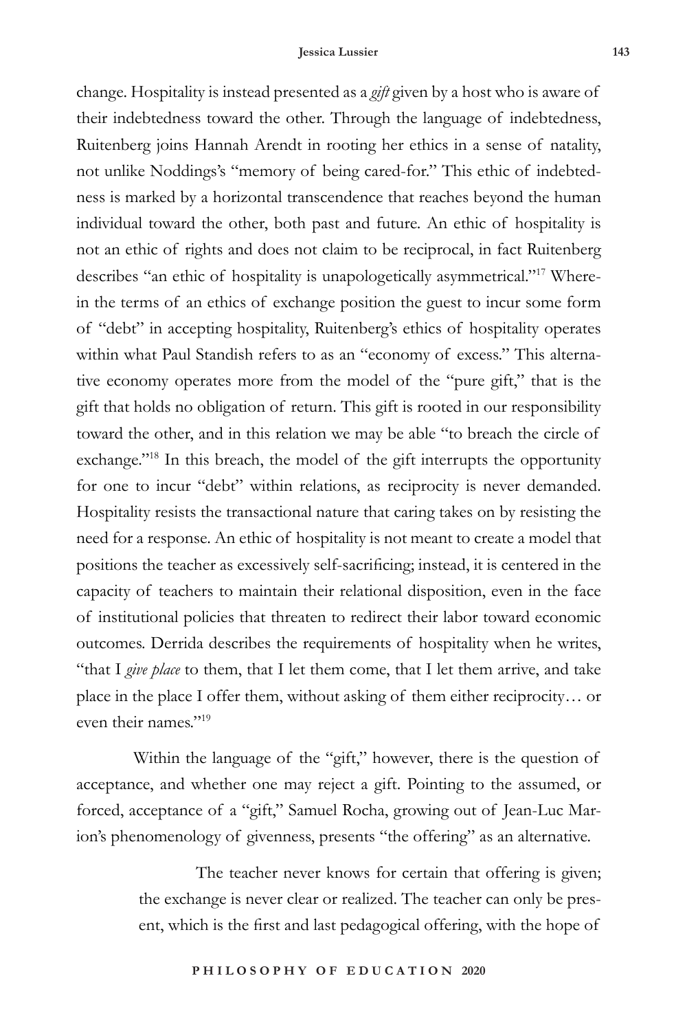change. Hospitality is instead presented as a *gift* given by a host who is aware of their indebtedness toward the other. Through the language of indebtedness, Ruitenberg joins Hannah Arendt in rooting her ethics in a sense of natality, not unlike Noddings's "memory of being cared-for." This ethic of indebtedness is marked by a horizontal transcendence that reaches beyond the human individual toward the other, both past and future. An ethic of hospitality is not an ethic of rights and does not claim to be reciprocal, in fact Ruitenberg describes "an ethic of hospitality is unapologetically asymmetrical."[17] Wherein the terms of an ethics of exchange position the guest to incur some form of "debt" in accepting hospitality, Ruitenberg's ethics of hospitality operates within what Paul Standish refers to as an "economy of excess." This alternative economy operates more from the model of the "pure gift," that is the gift that holds no obligation of return. This gift is rooted in our responsibility toward the other, and in this relation we may be able "to breach the circle of exchange."[18] In this breach, the model of the gift interrupts the opportunity for one to incur "debt" within relations, as reciprocity is never demanded. Hospitality resists the transactional nature that caring takes on by resisting the need for a response. An ethic of hospitality is not meant to create a model that positions the teacher as excessively self-sacrificing; instead, it is centered in the capacity of teachers to maintain their relational disposition, even in the face of institutional policies that threaten to redirect their labor toward economic outcomes. Derrida describes the requirements of hospitality when he writes, "that I *give place* to them, that I let them come, that I let them arrive, and take place in the place I offer them, without asking of them either reciprocity… or even their names."[19]

Within the language of the "gift," however, there is the question of acceptance, and whether one may reject a gift. Pointing to the assumed, or forced, acceptance of a "gift," Samuel Rocha, growing out of Jean-Luc Marion's phenomenology of givenness, presents "the offering" as an alternative.

> The teacher never knows for certain that offering is given; the exchange is never clear or realized. The teacher can only be present, which is the first and last pedagogical offering, with the hope of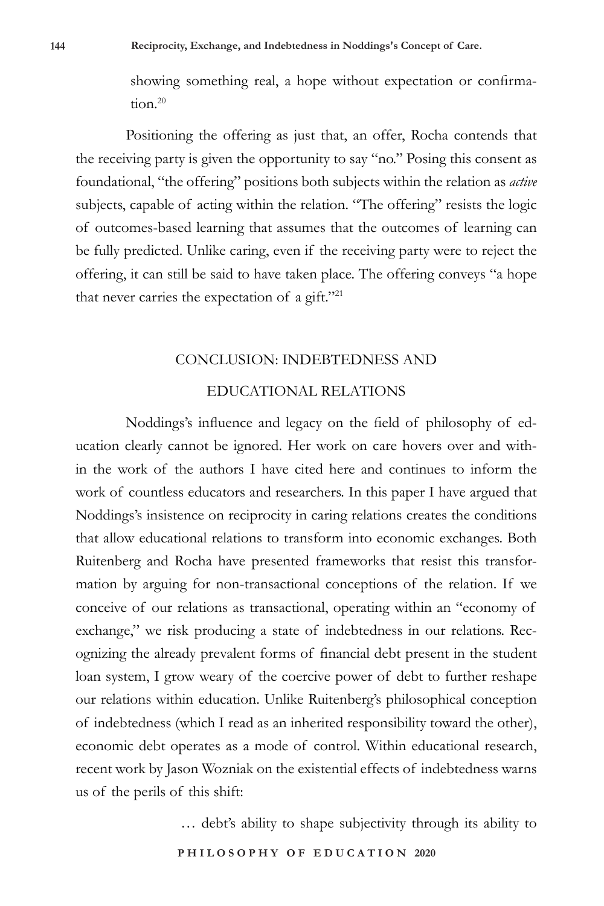> showing something real, a hope without expectation or confirmation.[20]

Positioning the offering as just that, an offer, Rocha contends that the receiving party is given the opportunity to say "no." Posing this consent as foundational, "the offering" positions both subjects within the relation as *active* subjects, capable of acting within the relation. "The offering" resists the logic of outcomes-based learning that assumes that the outcomes of learning can be fully predicted. Unlike caring, even if the receiving party were to reject the offering, it can still be said to have taken place. The offering conveys "a hope that never carries the expectation of a gift."[21]

## CONCLUSION: INDEBTEDNESS AND EDUCATIONAL RELATIONS

Noddings's influence and legacy on the field of philosophy of education clearly cannot be ignored. Her work on care hovers over and within the work of the authors I have cited here and continues to inform the work of countless educators and researchers. In this paper I have argued that Noddings's insistence on reciprocity in caring relations creates the conditions that allow educational relations to transform into economic exchanges. Both Ruitenberg and Rocha have presented frameworks that resist this transformation by arguing for non-transactional conceptions of the relation. If we conceive of our relations as transactional, operating within an "economy of exchange," we risk producing a state of indebtedness in our relations. Recognizing the already prevalent forms of financial debt present in the student loan system, I grow weary of the coercive power of debt to further reshape our relations within education. Unlike Ruitenberg's philosophical conception of indebtedness (which I read as an inherited responsibility toward the other), economic debt operates as a mode of control. Within educational research, recent work by Jason Wozniak on the existential effects of indebtedness warns us of the perils of this shift:

> … debt's ability to shape subjectivity through its ability to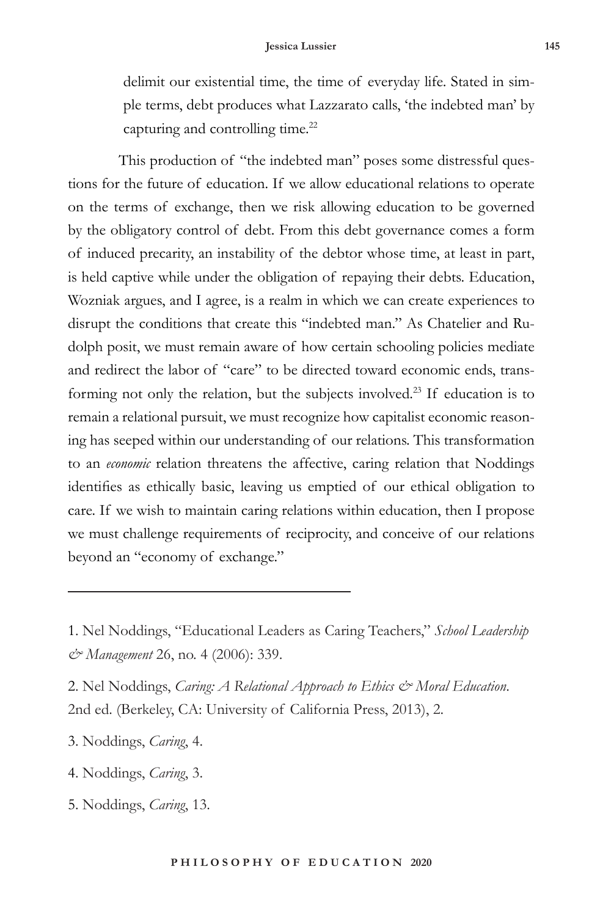delimit our existential time, the time of everyday life. Stated in simple terms, debt produces what Lazzarato calls, 'the indebted man' by capturing and controlling time.[22]

This production of "the indebted man" poses some distressful questions for the future of education. If we allow educational relations to operate on the terms of exchange, then we risk allowing education to be governed by the obligatory control of debt. From this debt governance comes a form of induced precarity, an instability of the debtor whose time, at least in part, is held captive while under the obligation of repaying their debts. Education, Wozniak argues, and I agree, is a realm in which we can create experiences to disrupt the conditions that create this "indebted man." As Chatelier and Rudolph posit, we must remain aware of how certain schooling policies mediate and redirect the labor of "care" to be directed toward economic ends, transforming not only the relation, but the subjects involved.[23] If education is to remain a relational pursuit, we must recognize how capitalist economic reasoning has seeped within our understanding of our relations. This transformation to an *economic* relation threatens the affective, caring relation that Noddings identifies as ethically basic, leaving us emptied of our ethical obligation to care. If we wish to maintain caring relations within education, then I propose we must challenge requirements of reciprocity, and conceive of our relations beyond an "economy of exchange."

---

1. Nel Noddings, "Educational Leaders as Caring Teachers," *School Leadership & Management* 26, no. 4 (2006): 339.

2. Nel Noddings, *Caring: A Relational Approach to Ethics & Moral Education*. 2nd ed. (Berkeley, CA: University of California Press, 2013), 2.

3. Noddings, *Caring*, 4.

4. Noddings, *Caring*, 3.

5. Noddings, *Caring*, 13.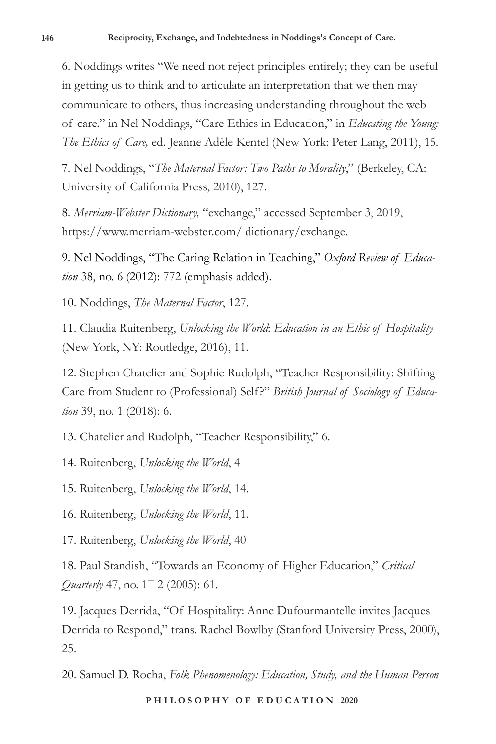6. Noddings writes "We need not reject principles entirely; they can be useful in getting us to think and to articulate an interpretation that we then may communicate to others, thus increasing understanding throughout the web of care." in Nel Noddings, "Care Ethics in Education," in *Educating the Young: The Ethics of Care,* ed. Jeanne Adèle Kentel (New York: Peter Lang, 2011), 15.

7. Nel Noddings, "*The Maternal Factor: Two Paths to Morality*," (Berkeley, CA: University of California Press, 2010), 127.

8. *Merriam-Webster Dictionary,* "exchange," accessed September 3, 2019, https://www.merriam-webster.com/ dictionary/exchange.

9. Nel Noddings, "The Caring Relation in Teaching," *Oxford Review of Education* 38, no. 6 (2012): 772 (emphasis added).

10. Noddings, *The Maternal Factor*, 127.

11. Claudia Ruitenberg, *Unlocking the World*: *Education in an Ethic of Hospitality* (New York, NY: Routledge, 2016), 11.

12. Stephen Chatelier and Sophie Rudolph, "Teacher Responsibility: Shifting Care from Student to (Professional) Self?" *British Journal of Sociology of Education* 39, no. 1 (2018): 6.

13. Chatelier and Rudolph, "Teacher Responsibility," 6.

14. Ruitenberg, *Unlocking the World*, 4

15. Ruitenberg, *Unlocking the World*, 14.

16. Ruitenberg, *Unlocking the World*, 11.

17. Ruitenberg, *Unlocking the World*, 40

18. Paul Standish, "Towards an Economy of Higher Education," *Critical Quarterly* 47, no. 1□2 (2005): 61.

19. Jacques Derrida, "Of Hospitality: Anne Dufourmantelle invites Jacques Derrida to Respond," trans. Rachel Bowlby (Stanford University Press, 2000), 25.

20. Samuel D. Rocha, *Folk Phenomenology: Education, Study, and the Human Person*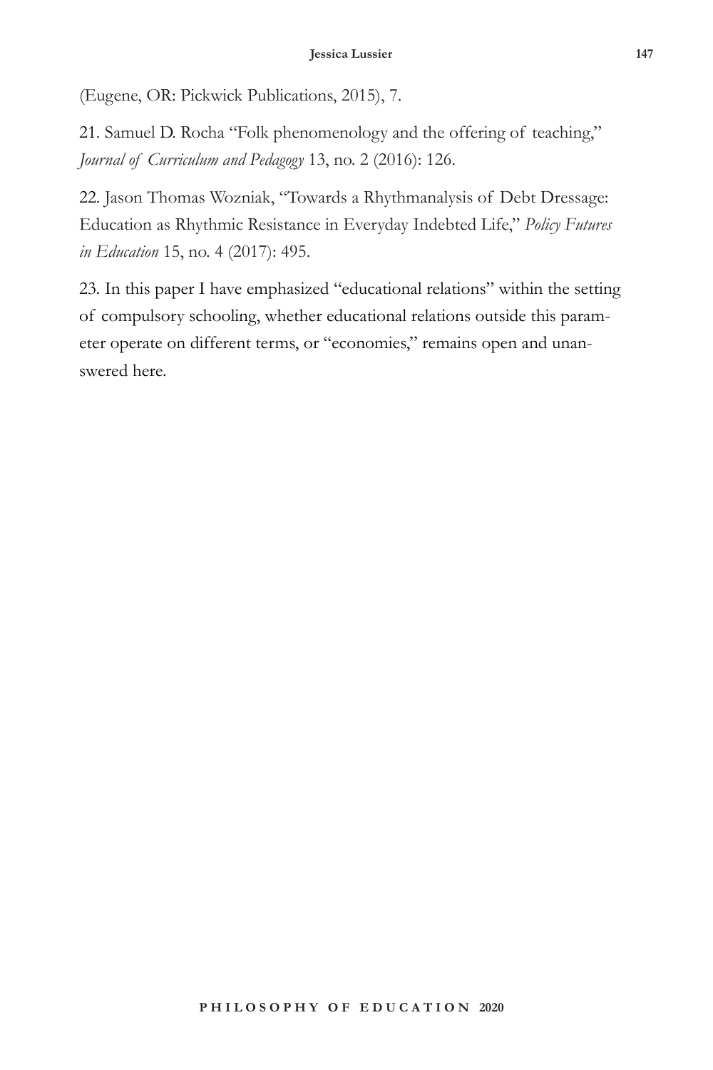(Eugene, OR: Pickwick Publications, 2015), 7.

21. Samuel D. Rocha "Folk phenomenology and the offering of teaching," *Journal of Curriculum and Pedagogy* 13, no. 2 (2016): 126.

22. Jason Thomas Wozniak, "Towards a Rhythmanalysis of Debt Dressage: Education as Rhythmic Resistance in Everyday Indebted Life," *Policy Futures in Education* 15, no. 4 (2017): 495.

23. In this paper I have emphasized "educational relations" within the setting of compulsory schooling, whether educational relations outside this parameter operate on different terms, or "economies," remains open and unanswered here.